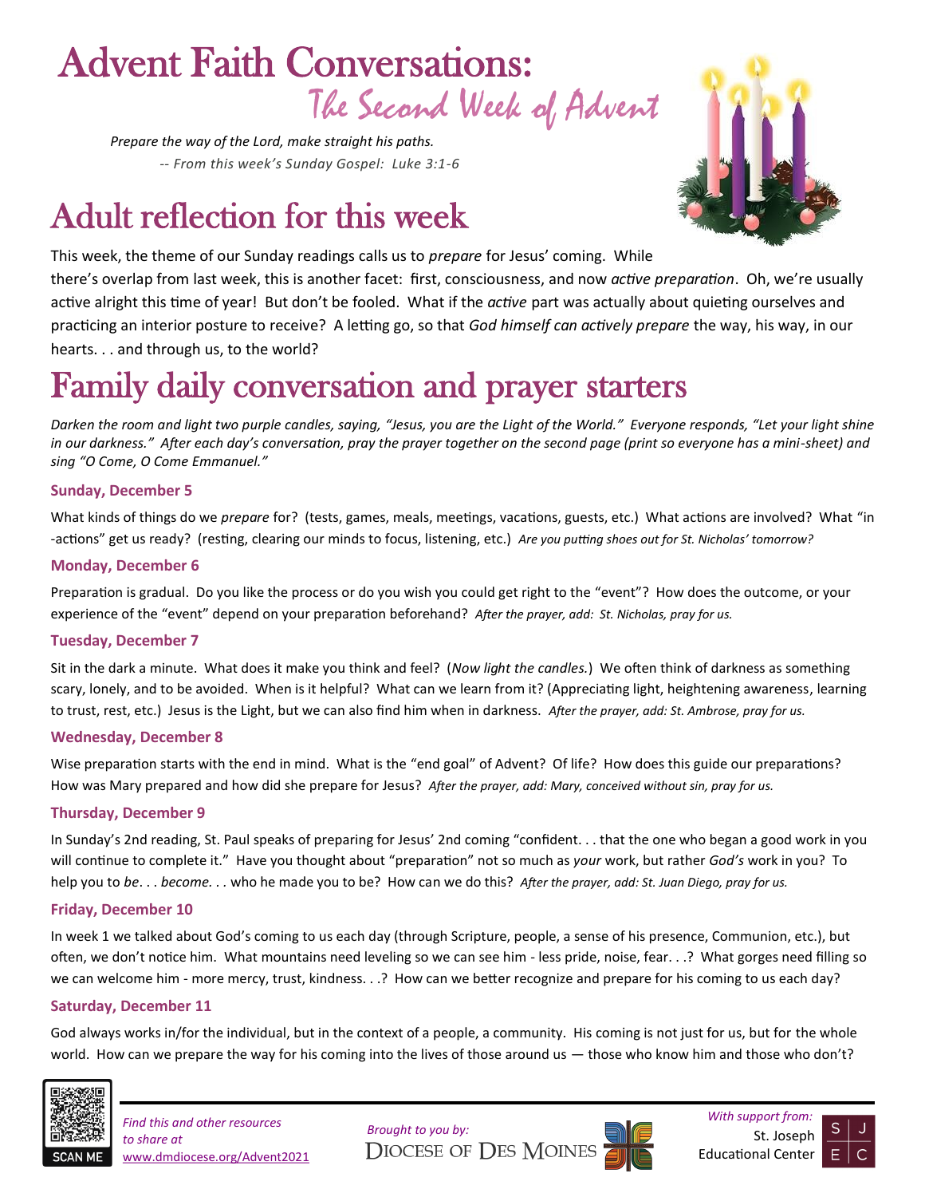# Advent Faith Conversations:

## The Second Week of Advent

*Prepare the way of the Lord, make straight his paths.*
*-- From this week's Sunday Gospel: Luke 3:1-6*

# Adult reflection for this week

This week, the theme of our Sunday readings calls us to *prepare* for Jesus' coming. While there's overlap from last week, this is another facet: first, consciousness, and now *active preparation*. Oh, we're usually active alright this time of year! But don't be fooled. What if the *active* part was actually about quieting ourselves and practicing an interior posture to receive? A letting go, so that *God himself can actively prepare* the way, his way, in our hearts. . . and through us, to the world?

# Family daily conversation and prayer starters

*Darken the room and light two purple candles, saying, "Jesus, you are the Light of the World." Everyone responds, "Let your light shine in our darkness." After each day's conversation, pray the prayer together on the second page (print so everyone has a mini-sheet) and sing "O Come, O Come Emmanuel."*

### Sunday, December 5

What kinds of things do we *prepare* for? (tests, games, meals, meetings, vacations, guests, etc.) What actions are involved? What "in-actions" get us ready? (resting, clearing our minds to focus, listening, etc.) *Are you putting shoes out for St. Nicholas' tomorrow?*

### Monday, December 6

Preparation is gradual. Do you like the process or do you wish you could get right to the "event"? How does the outcome, or your experience of the "event" depend on your preparation beforehand? *After the prayer, add: St. Nicholas, pray for us.*

### Tuesday, December 7

Sit in the dark a minute. What does it make you think and feel? (*Now light the candles.*) We often think of darkness as something scary, lonely, and to be avoided. When is it helpful? What can we learn from it? (Appreciating light, heightening awareness, learning to trust, rest, etc.) Jesus is the Light, but we can also find him when in darkness. *After the prayer, add: St. Ambrose, pray for us.*

### Wednesday, December 8

Wise preparation starts with the end in mind. What is the "end goal" of Advent? Of life? How does this guide our preparations? How was Mary prepared and how did she prepare for Jesus? *After the prayer, add: Mary, conceived without sin, pray for us.*

### Thursday, December 9

In Sunday's 2nd reading, St. Paul speaks of preparing for Jesus' 2nd coming "confident. . . that the one who began a good work in you will continue to complete it." Have you thought about "preparation" not so much as *your* work, but rather *God's* work in you? To help you to *be*. . . *become.* . . who he made you to be? How can we do this? *After the prayer, add: St. Juan Diego, pray for us.*

### Friday, December 10

In week 1 we talked about God's coming to us each day (through Scripture, people, a sense of his presence, Communion, etc.), but often, we don't notice him. What mountains need leveling so we can see him - less pride, noise, fear. . .? What gorges need filling so we can welcome him - more mercy, trust, kindness. . .? How can we better recognize and prepare for his coming to us each day?

### Saturday, December 11

God always works in/for the individual, but in the context of a people, a community. His coming is not just for us, but for the whole world. How can we prepare the way for his coming into the lives of those around us — those who know him and those who don't?

SCAN ME

*Find this and other resources to share at* www.dmdiocese.org/Advent2021

*Brought to you by:* Diocese of Des Moines

*With support from:* St. Joseph Educational Center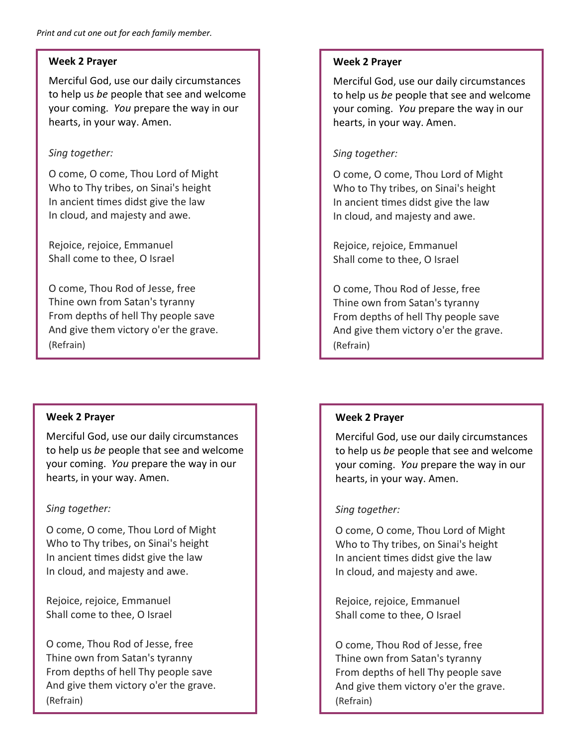*Print and cut one out for each family member.*

**Week 2 Prayer**

Merciful God, use our daily circumstances to help us *be* people that see and welcome your coming. *You* prepare the way in our hearts, in your way. Amen.

*Sing together:*

O come, O come, Thou Lord of Might
Who to Thy tribes, on Sinai's height
In ancient times didst give the law
In cloud, and majesty and awe.

Rejoice, rejoice, Emmanuel
Shall come to thee, O Israel

O come, Thou Rod of Jesse, free
Thine own from Satan's tyranny
From depths of hell Thy people save
And give them victory o'er the grave.
(Refrain)

**Week 2 Prayer**

Merciful God, use our daily circumstances to help us *be* people that see and welcome your coming. *You* prepare the way in our hearts, in your way. Amen.

*Sing together:*

O come, O come, Thou Lord of Might
Who to Thy tribes, on Sinai's height
In ancient times didst give the law
In cloud, and majesty and awe.

Rejoice, rejoice, Emmanuel
Shall come to thee, O Israel

O come, Thou Rod of Jesse, free
Thine own from Satan's tyranny
From depths of hell Thy people save
And give them victory o'er the grave.
(Refrain)

**Week 2 Prayer**

Merciful God, use our daily circumstances to help us *be* people that see and welcome your coming. *You* prepare the way in our hearts, in your way. Amen.

*Sing together:*

O come, O come, Thou Lord of Might
Who to Thy tribes, on Sinai's height
In ancient times didst give the law
In cloud, and majesty and awe.

Rejoice, rejoice, Emmanuel
Shall come to thee, O Israel

O come, Thou Rod of Jesse, free
Thine own from Satan's tyranny
From depths of hell Thy people save
And give them victory o'er the grave.
(Refrain)

**Week 2 Prayer**

Merciful God, use our daily circumstances to help us *be* people that see and welcome your coming. *You* prepare the way in our hearts, in your way. Amen.

*Sing together:*

O come, O come, Thou Lord of Might
Who to Thy tribes, on Sinai's height
In ancient times didst give the law
In cloud, and majesty and awe.

Rejoice, rejoice, Emmanuel
Shall come to thee, O Israel

O come, Thou Rod of Jesse, free
Thine own from Satan's tyranny
From depths of hell Thy people save
And give them victory o'er the grave.
(Refrain)